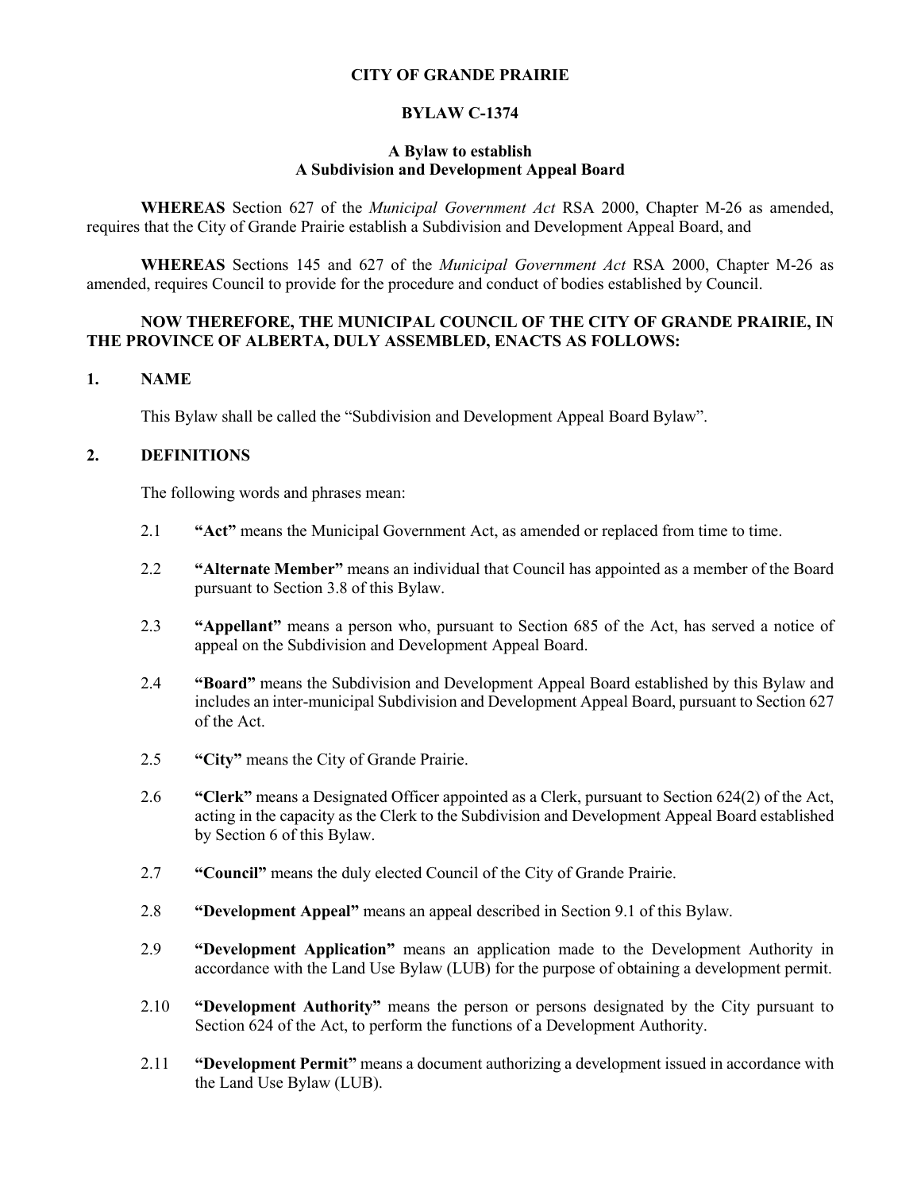# CITY OF GRANDE PRAIRIE

## BYLAW C-1374

### A Bylaw to establish A Subdivision and Development Appeal Board

**WHEREAS** Section 627 of the *Municipal Government Act* RSA 2000, Chapter M-26 as amended, requires that the City of Grande Prairie establish a Subdivision and Development Appeal Board, and

**WHEREAS** Sections 145 and 627 of the *Municipal Government Act* RSA 2000, Chapter M-26 as amended, requires Council to provide for the procedure and conduct of bodies established by Council.

**NOW THEREFORE, THE MUNICIPAL COUNCIL OF THE CITY OF GRANDE PRAIRIE, IN THE PROVINCE OF ALBERTA, DULY ASSEMBLED, ENACTS AS FOLLOWS:**

## 1. NAME

This Bylaw shall be called the "Subdivision and Development Appeal Board Bylaw".

## 2. DEFINITIONS

The following words and phrases mean:

2.1 **"Act"** means the Municipal Government Act, as amended or replaced from time to time.

2.2 **"Alternate Member"** means an individual that Council has appointed as a member of the Board pursuant to Section 3.8 of this Bylaw.

2.3 **"Appellant"** means a person who, pursuant to Section 685 of the Act, has served a notice of appeal on the Subdivision and Development Appeal Board.

2.4 **"Board"** means the Subdivision and Development Appeal Board established by this Bylaw and includes an inter-municipal Subdivision and Development Appeal Board, pursuant to Section 627 of the Act.

2.5 **"City"** means the City of Grande Prairie.

2.6 **"Clerk"** means a Designated Officer appointed as a Clerk, pursuant to Section 624(2) of the Act, acting in the capacity as the Clerk to the Subdivision and Development Appeal Board established by Section 6 of this Bylaw.

2.7 **"Council"** means the duly elected Council of the City of Grande Prairie.

2.8 **"Development Appeal"** means an appeal described in Section 9.1 of this Bylaw.

2.9 **"Development Application"** means an application made to the Development Authority in accordance with the Land Use Bylaw (LUB) for the purpose of obtaining a development permit.

2.10 **"Development Authority"** means the person or persons designated by the City pursuant to Section 624 of the Act, to perform the functions of a Development Authority.

2.11 **"Development Permit"** means a document authorizing a development issued in accordance with the Land Use Bylaw (LUB).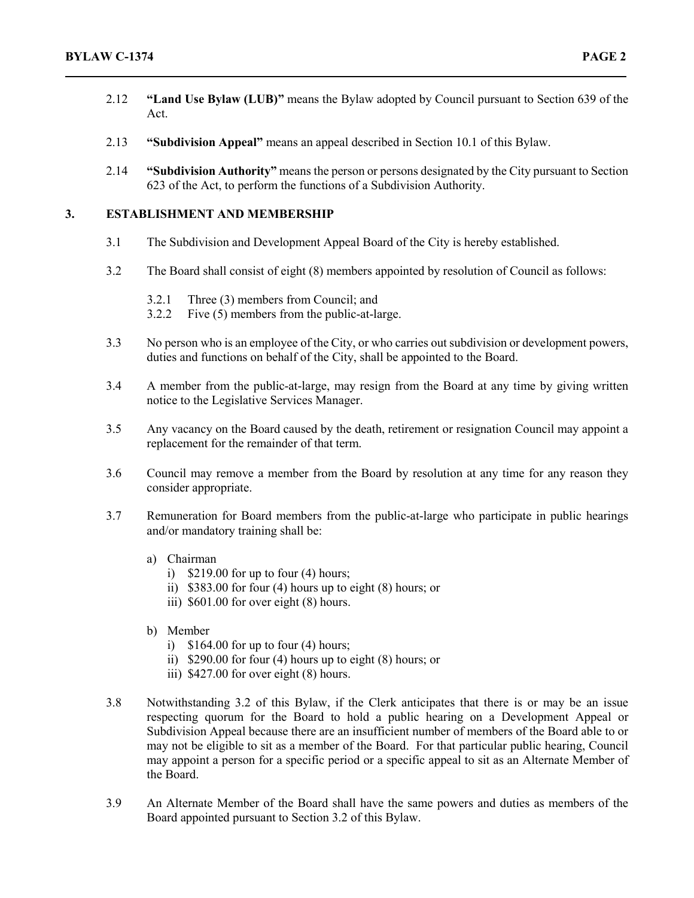2.12 **"Land Use Bylaw (LUB)"** means the Bylaw adopted by Council pursuant to Section 639 of the Act.

2.13 **"Subdivision Appeal"** means an appeal described in Section 10.1 of this Bylaw.

2.14 **"Subdivision Authority"** means the person or persons designated by the City pursuant to Section 623 of the Act, to perform the functions of a Subdivision Authority.

## 3. ESTABLISHMENT AND MEMBERSHIP

3.1 The Subdivision and Development Appeal Board of the City is hereby established.

3.2 The Board shall consist of eight (8) members appointed by resolution of Council as follows:

- 3.2.1 Three (3) members from Council; and
- 3.2.2 Five (5) members from the public-at-large.

3.3 No person who is an employee of the City, or who carries out subdivision or development powers, duties and functions on behalf of the City, shall be appointed to the Board.

3.4 A member from the public-at-large, may resign from the Board at any time by giving written notice to the Legislative Services Manager.

3.5 Any vacancy on the Board caused by the death, retirement or resignation Council may appoint a replacement for the remainder of that term.

3.6 Council may remove a member from the Board by resolution at any time for any reason they consider appropriate.

3.7 Remuneration for Board members from the public-at-large who participate in public hearings and/or mandatory training shall be:

a) Chairman
   - i) $219.00 for up to four (4) hours;
   - ii) $383.00 for four (4) hours up to eight (8) hours; or
   - iii) $601.00 for over eight (8) hours.

b) Member
   - i) $164.00 for up to four (4) hours;
   - ii) $290.00 for four (4) hours up to eight (8) hours; or
   - iii) $427.00 for over eight (8) hours.

3.8 Notwithstanding 3.2 of this Bylaw, if the Clerk anticipates that there is or may be an issue respecting quorum for the Board to hold a public hearing on a Development Appeal or Subdivision Appeal because there are an insufficient number of members of the Board able to or may not be eligible to sit as a member of the Board. For that particular public hearing, Council may appoint a person for a specific period or a specific appeal to sit as an Alternate Member of the Board.

3.9 An Alternate Member of the Board shall have the same powers and duties as members of the Board appointed pursuant to Section 3.2 of this Bylaw.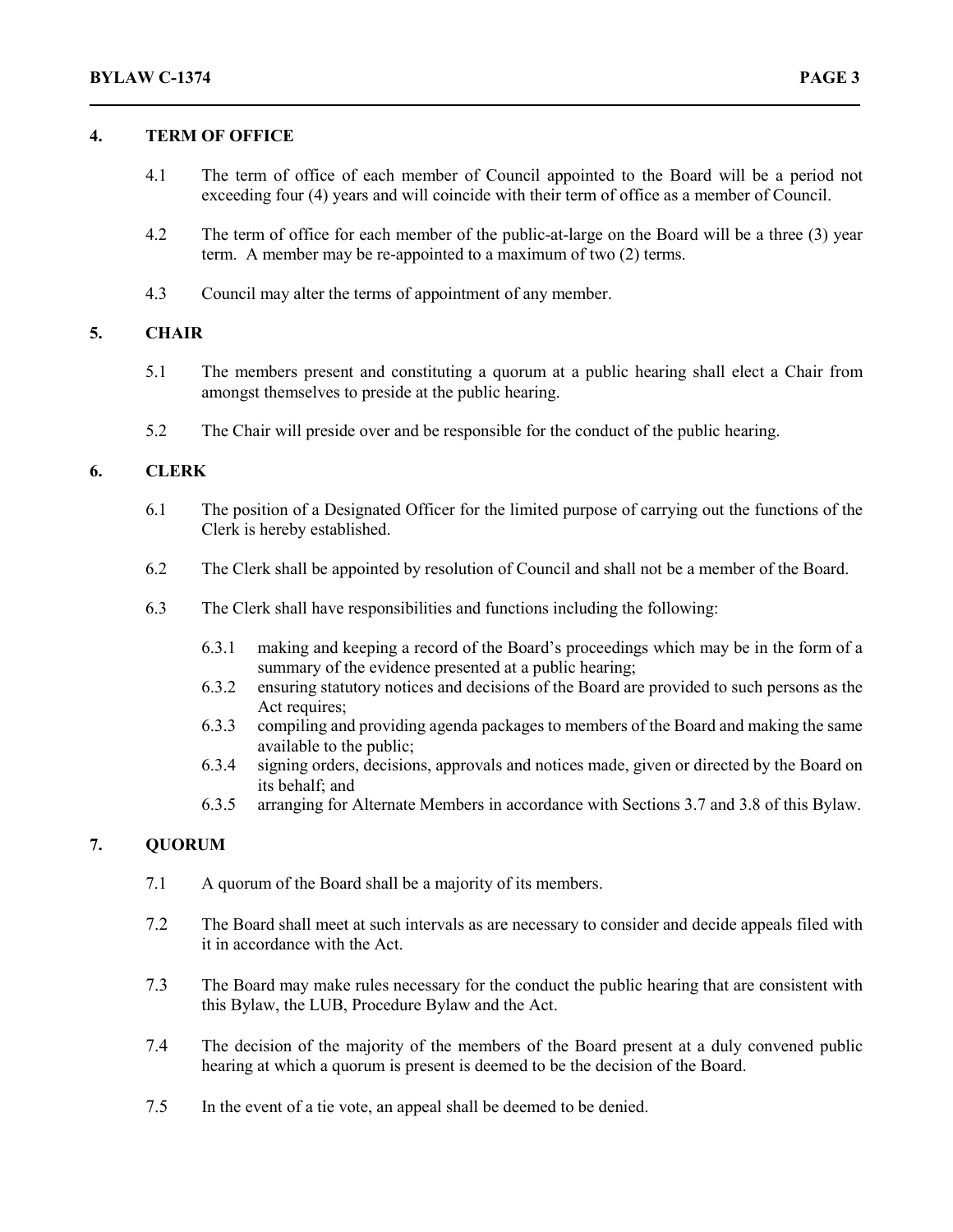## 4. TERM OF OFFICE

4.1 The term of office of each member of Council appointed to the Board will be a period not exceeding four (4) years and will coincide with their term of office as a member of Council.

4.2 The term of office for each member of the public-at-large on the Board will be a three (3) year term. A member may be re-appointed to a maximum of two (2) terms.

4.3 Council may alter the terms of appointment of any member.

## 5. CHAIR

5.1 The members present and constituting a quorum at a public hearing shall elect a Chair from amongst themselves to preside at the public hearing.

5.2 The Chair will preside over and be responsible for the conduct of the public hearing.

## 6. CLERK

6.1 The position of a Designated Officer for the limited purpose of carrying out the functions of the Clerk is hereby established.

6.2 The Clerk shall be appointed by resolution of Council and shall not be a member of the Board.

6.3 The Clerk shall have responsibilities and functions including the following:

6.3.1 making and keeping a record of the Board's proceedings which may be in the form of a summary of the evidence presented at a public hearing;
6.3.2 ensuring statutory notices and decisions of the Board are provided to such persons as the Act requires;
6.3.3 compiling and providing agenda packages to members of the Board and making the same available to the public;
6.3.4 signing orders, decisions, approvals and notices made, given or directed by the Board on its behalf; and
6.3.5 arranging for Alternate Members in accordance with Sections 3.7 and 3.8 of this Bylaw.

## 7. QUORUM

7.1 A quorum of the Board shall be a majority of its members.

7.2 The Board shall meet at such intervals as are necessary to consider and decide appeals filed with it in accordance with the Act.

7.3 The Board may make rules necessary for the conduct the public hearing that are consistent with this Bylaw, the LUB, Procedure Bylaw and the Act.

7.4 The decision of the majority of the members of the Board present at a duly convened public hearing at which a quorum is present is deemed to be the decision of the Board.

7.5 In the event of a tie vote, an appeal shall be deemed to be denied.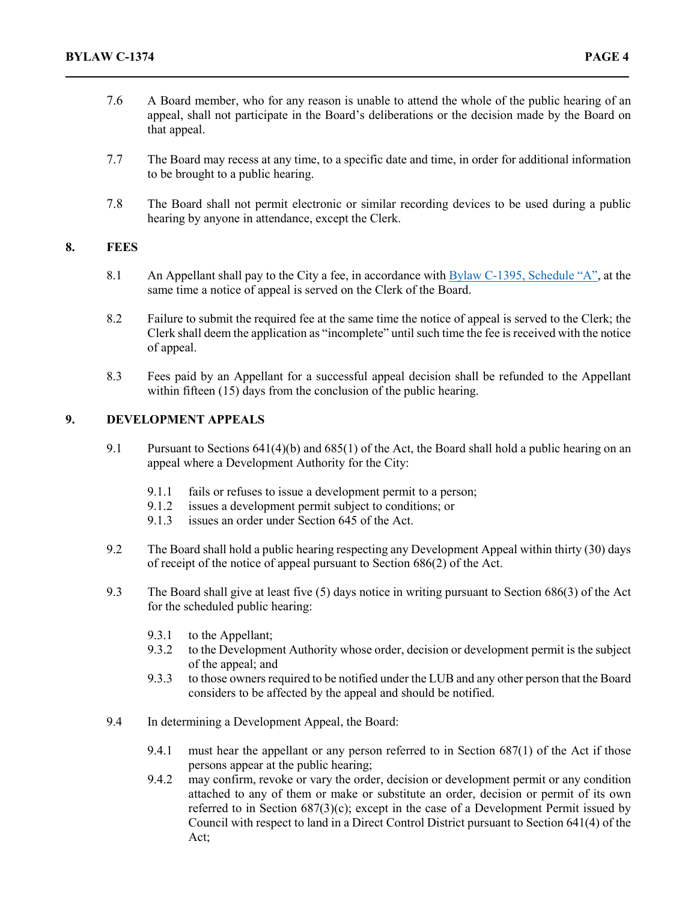7.6 A Board member, who for any reason is unable to attend the whole of the public hearing of an appeal, shall not participate in the Board's deliberations or the decision made by the Board on that appeal.

7.7 The Board may recess at any time, to a specific date and time, in order for additional information to be brought to a public hearing.

7.8 The Board shall not permit electronic or similar recording devices to be used during a public hearing by anyone in attendance, except the Clerk.

## 8. FEES

8.1 An Appellant shall pay to the City a fee, in accordance with [Bylaw C-1395, Schedule "A"](), at the same time a notice of appeal is served on the Clerk of the Board.

8.2 Failure to submit the required fee at the same time the notice of appeal is served to the Clerk; the Clerk shall deem the application as "incomplete" until such time the fee is received with the notice of appeal.

8.3 Fees paid by an Appellant for a successful appeal decision shall be refunded to the Appellant within fifteen (15) days from the conclusion of the public hearing.

## 9. DEVELOPMENT APPEALS

9.1 Pursuant to Sections 641(4)(b) and 685(1) of the Act, the Board shall hold a public hearing on an appeal where a Development Authority for the City:

- 9.1.1 fails or refuses to issue a development permit to a person;
- 9.1.2 issues a development permit subject to conditions; or
- 9.1.3 issues an order under Section 645 of the Act.

9.2 The Board shall hold a public hearing respecting any Development Appeal within thirty (30) days of receipt of the notice of appeal pursuant to Section 686(2) of the Act.

9.3 The Board shall give at least five (5) days notice in writing pursuant to Section 686(3) of the Act for the scheduled public hearing:

- 9.3.1 to the Appellant;
- 9.3.2 to the Development Authority whose order, decision or development permit is the subject of the appeal; and
- 9.3.3 to those owners required to be notified under the LUB and any other person that the Board considers to be affected by the appeal and should be notified.

9.4 In determining a Development Appeal, the Board:

- 9.4.1 must hear the appellant or any person referred to in Section 687(1) of the Act if those persons appear at the public hearing;
- 9.4.2 may confirm, revoke or vary the order, decision or development permit or any condition attached to any of them or make or substitute an order, decision or permit of its own referred to in Section 687(3)(c); except in the case of a Development Permit issued by Council with respect to land in a Direct Control District pursuant to Section 641(4) of the Act;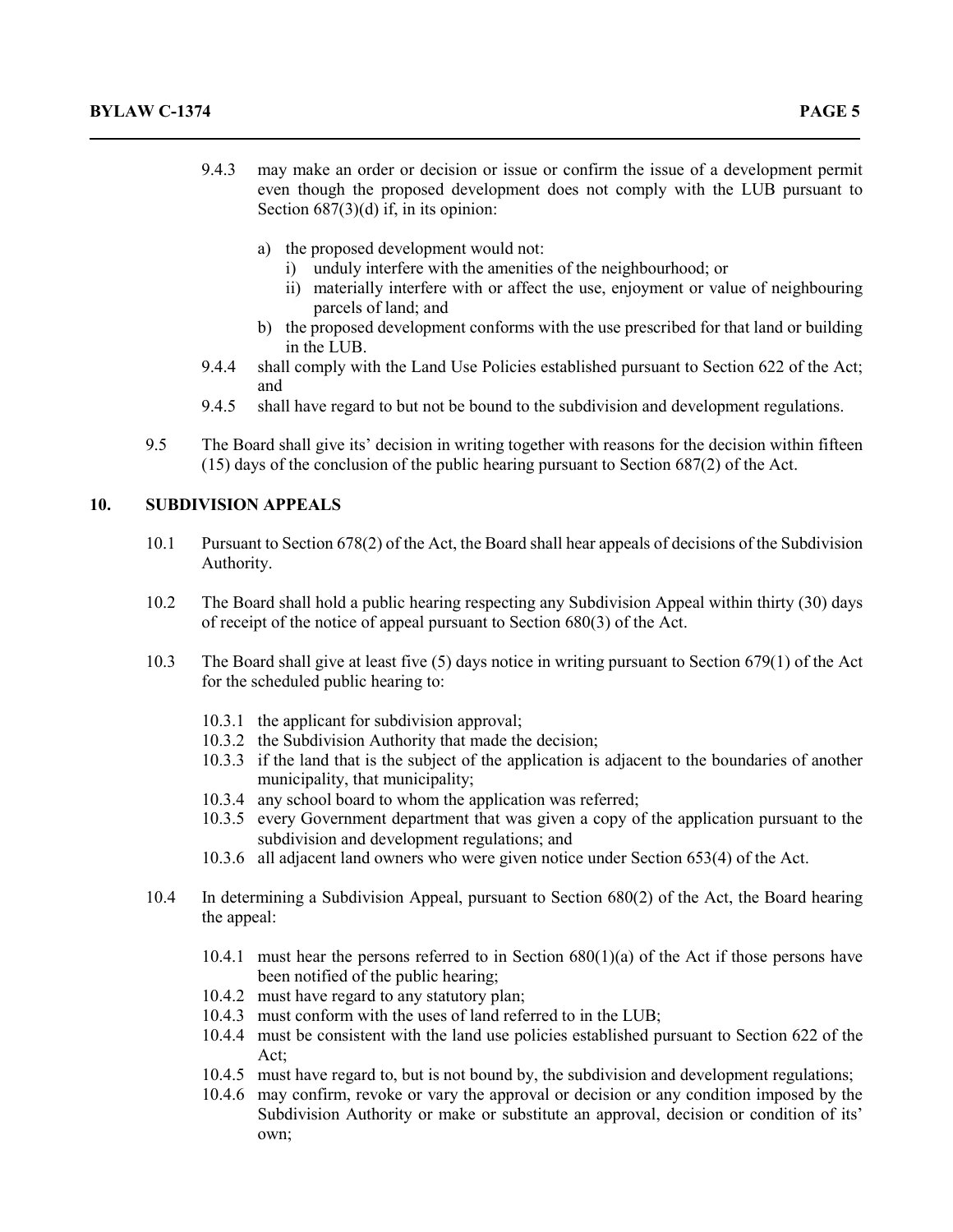9.4.3 may make an order or decision or issue or confirm the issue of a development permit even though the proposed development does not comply with the LUB pursuant to Section 687(3)(d) if, in its opinion:

a) the proposed development would not:
   i) unduly interfere with the amenities of the neighbourhood; or
   ii) materially interfere with or affect the use, enjoyment or value of neighbouring parcels of land; and
b) the proposed development conforms with the use prescribed for that land or building in the LUB.

9.4.4 shall comply with the Land Use Policies established pursuant to Section 622 of the Act; and

9.4.5 shall have regard to but not be bound to the subdivision and development regulations.

9.5 The Board shall give its' decision in writing together with reasons for the decision within fifteen (15) days of the conclusion of the public hearing pursuant to Section 687(2) of the Act.

## 10. SUBDIVISION APPEALS

10.1 Pursuant to Section 678(2) of the Act, the Board shall hear appeals of decisions of the Subdivision Authority.

10.2 The Board shall hold a public hearing respecting any Subdivision Appeal within thirty (30) days of receipt of the notice of appeal pursuant to Section 680(3) of the Act.

10.3 The Board shall give at least five (5) days notice in writing pursuant to Section 679(1) of the Act for the scheduled public hearing to:

10.3.1 the applicant for subdivision approval;

10.3.2 the Subdivision Authority that made the decision;

10.3.3 if the land that is the subject of the application is adjacent to the boundaries of another municipality, that municipality;

10.3.4 any school board to whom the application was referred;

10.3.5 every Government department that was given a copy of the application pursuant to the subdivision and development regulations; and

10.3.6 all adjacent land owners who were given notice under Section 653(4) of the Act.

10.4 In determining a Subdivision Appeal, pursuant to Section 680(2) of the Act, the Board hearing the appeal:

10.4.1 must hear the persons referred to in Section 680(1)(a) of the Act if those persons have been notified of the public hearing;

10.4.2 must have regard to any statutory plan;

10.4.3 must conform with the uses of land referred to in the LUB;

10.4.4 must be consistent with the land use policies established pursuant to Section 622 of the Act;

10.4.5 must have regard to, but is not bound by, the subdivision and development regulations;

10.4.6 may confirm, revoke or vary the approval or decision or any condition imposed by the Subdivision Authority or make or substitute an approval, decision or condition of its' own;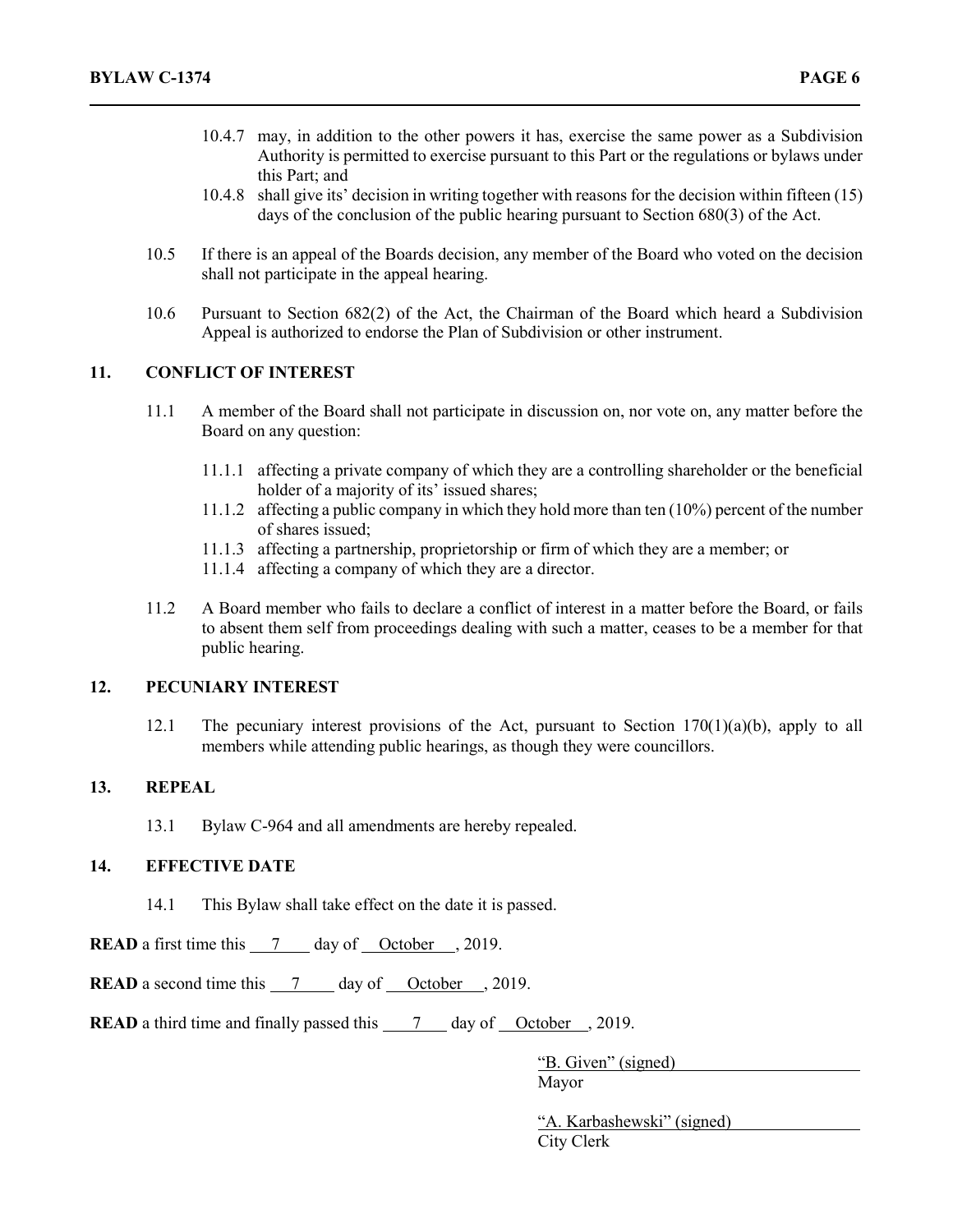10.4.7 may, in addition to the other powers it has, exercise the same power as a Subdivision Authority is permitted to exercise pursuant to this Part or the regulations or bylaws under this Part; and

10.4.8 shall give its' decision in writing together with reasons for the decision within fifteen (15) days of the conclusion of the public hearing pursuant to Section 680(3) of the Act.

10.5 If there is an appeal of the Boards decision, any member of the Board who voted on the decision shall not participate in the appeal hearing.

10.6 Pursuant to Section 682(2) of the Act, the Chairman of the Board which heard a Subdivision Appeal is authorized to endorse the Plan of Subdivision or other instrument.

## 11. CONFLICT OF INTEREST

11.1 A member of the Board shall not participate in discussion on, nor vote on, any matter before the Board on any question:

11.1.1 affecting a private company of which they are a controlling shareholder or the beneficial holder of a majority of its' issued shares;

11.1.2 affecting a public company in which they hold more than ten (10%) percent of the number of shares issued;

11.1.3 affecting a partnership, proprietorship or firm of which they are a member; or

11.1.4 affecting a company of which they are a director.

11.2 A Board member who fails to declare a conflict of interest in a matter before the Board, or fails to absent them self from proceedings dealing with such a matter, ceases to be a member for that public hearing.

## 12. PECUNIARY INTEREST

12.1 The pecuniary interest provisions of the Act, pursuant to Section 170(1)(a)(b), apply to all members while attending public hearings, as though they were councillors.

## 13. REPEAL

13.1 Bylaw C-964 and all amendments are hereby repealed.

## 14. EFFECTIVE DATE

14.1 This Bylaw shall take effect on the date it is passed.

**READ** a first time this 7 day of October, 2019.

**READ** a second time this 7 day of October, 2019.

**READ** a third time and finally passed this 7 day of October, 2019.

"B. Given" (signed)
Mayor

"A. Karbashewski" (signed)
City Clerk